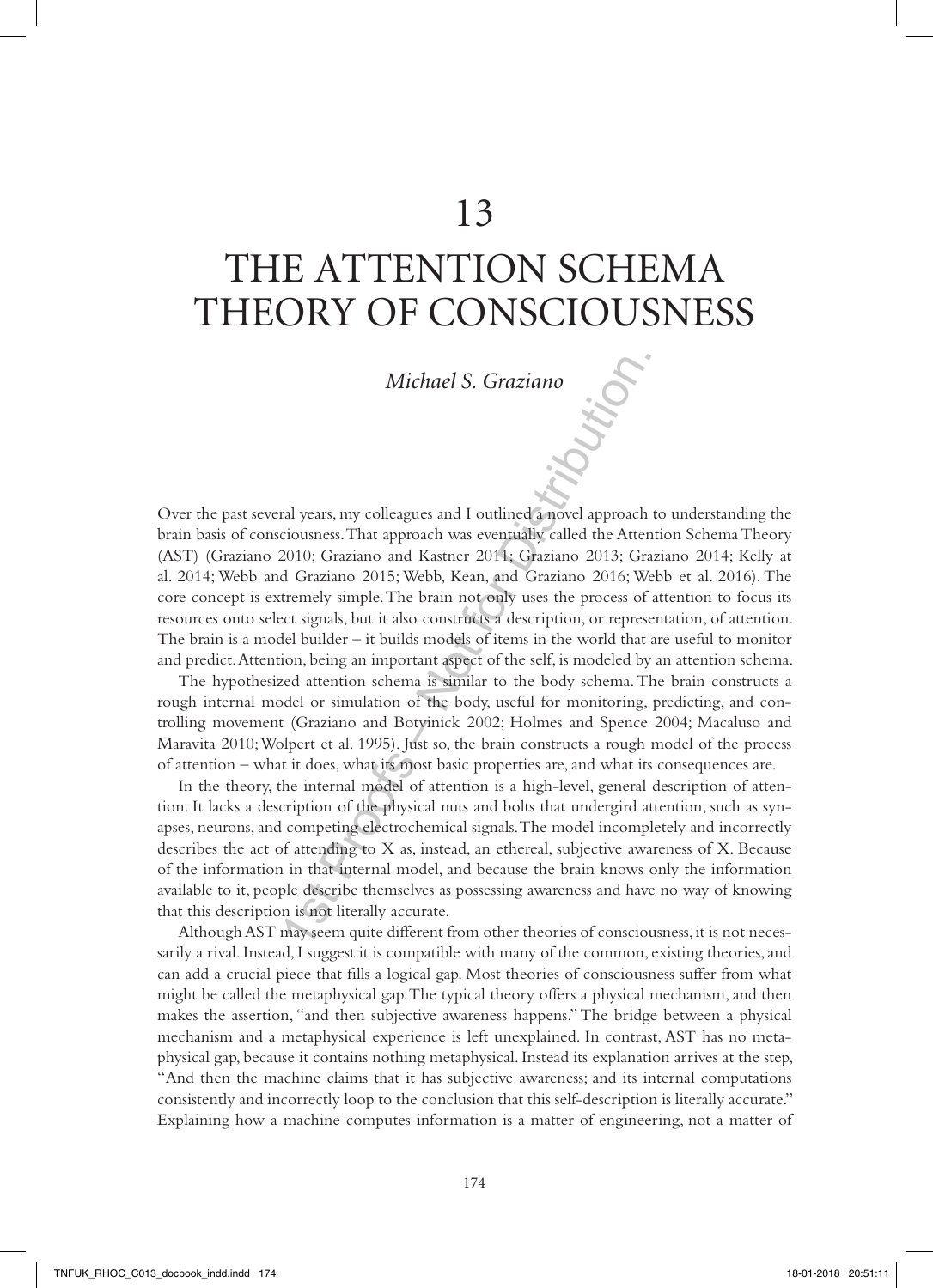# 13

# THE ATTENTION SCHEMA THEORY OF CONSCIOUSNESS

*Michael S. Graziano*

Over the past several years, my colleagues and I outlined a novel approach to understanding the brain basis of consciousness. That approach was eventually called the Attention Schema Theory (AST) (Graziano 2010; Graziano and Kastner 2011; Graziano 2013; Graziano 2014; Kelly at al. 2014; Webb and Graziano 2015; Webb, Kean, and Graziano 2016; Webb et al. 2016). The core concept is extremely simple. The brain not only uses the process of attention to focus its resources onto select signals, but it also constructs a description, or representation, of attention. The brain is a model builder – it builds models of items in the world that are useful to monitor and predict. Attention, being an important aspect of the self, is modeled by an attention schema.

The hypothesized attention schema is similar to the body schema. The brain constructs a rough internal model or simulation of the body, useful for monitoring, predicting, and controlling movement (Graziano and Botvinick 2002; Holmes and Spence 2004; Macaluso and Maravita 2010; Wolpert et al. 1995). Just so, the brain constructs a rough model of the process of attention – what it does, what its most basic properties are, and what its consequences are.

In the theory, the internal model of attention is a high-level, general description of attention. It lacks a description of the physical nuts and bolts that undergird attention, such as synapses, neurons, and competing electrochemical signals. The model incompletely and incorrectly describes the act of attending to X as, instead, an ethereal, subjective awareness of X. Because of the information in that internal model, and because the brain knows only the information available to it, people describe themselves as possessing awareness and have no way of knowing that this description is not literally accurate.

Although AST may seem quite different from other theories of consciousness, it is not necessarily a rival. Instead, I suggest it is compatible with many of the common, existing theories, and can add a crucial piece that fills a logical gap. Most theories of consciousness suffer from what might be called the metaphysical gap. The typical theory offers a physical mechanism, and then makes the assertion, "and then subjective awareness happens." The bridge between a physical mechanism and a metaphysical experience is left unexplained. In contrast, AST has no metaphysical gap, because it contains nothing metaphysical. Instead its explanation arrives at the step, "And then the machine claims that it has subjective awareness; and its internal computations consistently and incorrectly loop to the conclusion that this self-description is literally accurate." Explaining how a machine computes information is a matter of engineering, not a matter of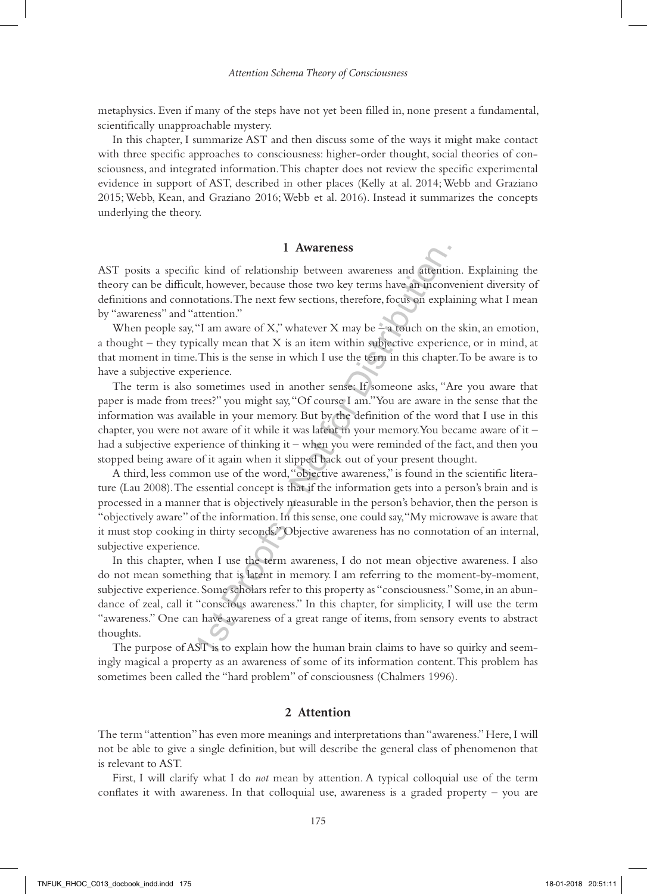metaphysics. Even if many of the steps have not yet been filled in, none present a fundamental, scientifically unapproachable mystery.

In this chapter, I summarize AST and then discuss some of the ways it might make contact with three specific approaches to consciousness: higher-order thought, social theories of consciousness, and integrated information. This chapter does not review the specific experimental evidence in support of AST, described in other places (Kelly at al. 2014; Webb and Graziano 2015; Webb, Kean, and Graziano 2016; Webb et al. 2016). Instead it summarizes the concepts underlying the theory.

## 1 Awareness

AST posits a specific kind of relationship between awareness and attention. Explaining the theory can be difficult, however, because those two key terms have an inconvenient diversity of definitions and connotations. The next few sections, therefore, focus on explaining what I mean by "awareness" and "attention."

When people say, "I am aware of X," whatever X may be – a touch on the skin, an emotion, a thought – they typically mean that X is an item within subjective experience, or in mind, at that moment in time. This is the sense in which I use the term in this chapter. To be aware is to have a subjective experience.

The term is also sometimes used in another sense: If someone asks, "Are you aware that paper is made from trees?" you might say, "Of course I am." You are aware in the sense that the information was available in your memory. But by the definition of the word that I use in this chapter, you were not aware of it while it was latent in your memory. You became aware of it – had a subjective experience of thinking it – when you were reminded of the fact, and then you stopped being aware of it again when it slipped back out of your present thought.

A third, less common use of the word, "objective awareness," is found in the scientific literature (Lau 2008). The essential concept is that if the information gets into a person's brain and is processed in a manner that is objectively measurable in the person's behavior, then the person is "objectively aware" of the information. In this sense, one could say, "My microwave is aware that it must stop cooking in thirty seconds." Objective awareness has no connotation of an internal, subjective experience.

In this chapter, when I use the term awareness, I do not mean objective awareness. I also do not mean something that is latent in memory. I am referring to the moment-by-moment, subjective experience. Some scholars refer to this property as "consciousness." Some, in an abundance of zeal, call it "conscious awareness." In this chapter, for simplicity, I will use the term "awareness." One can have awareness of a great range of items, from sensory events to abstract thoughts.

The purpose of AST is to explain how the human brain claims to have so quirky and seemingly magical a property as an awareness of some of its information content. This problem has sometimes been called the "hard problem" of consciousness (Chalmers 1996).

## 2 Attention

The term "attention" has even more meanings and interpretations than "awareness." Here, I will not be able to give a single definition, but will describe the general class of phenomenon that is relevant to AST.

First, I will clarify what I do *not* mean by attention. A typical colloquial use of the term conflates it with awareness. In that colloquial use, awareness is a graded property – you are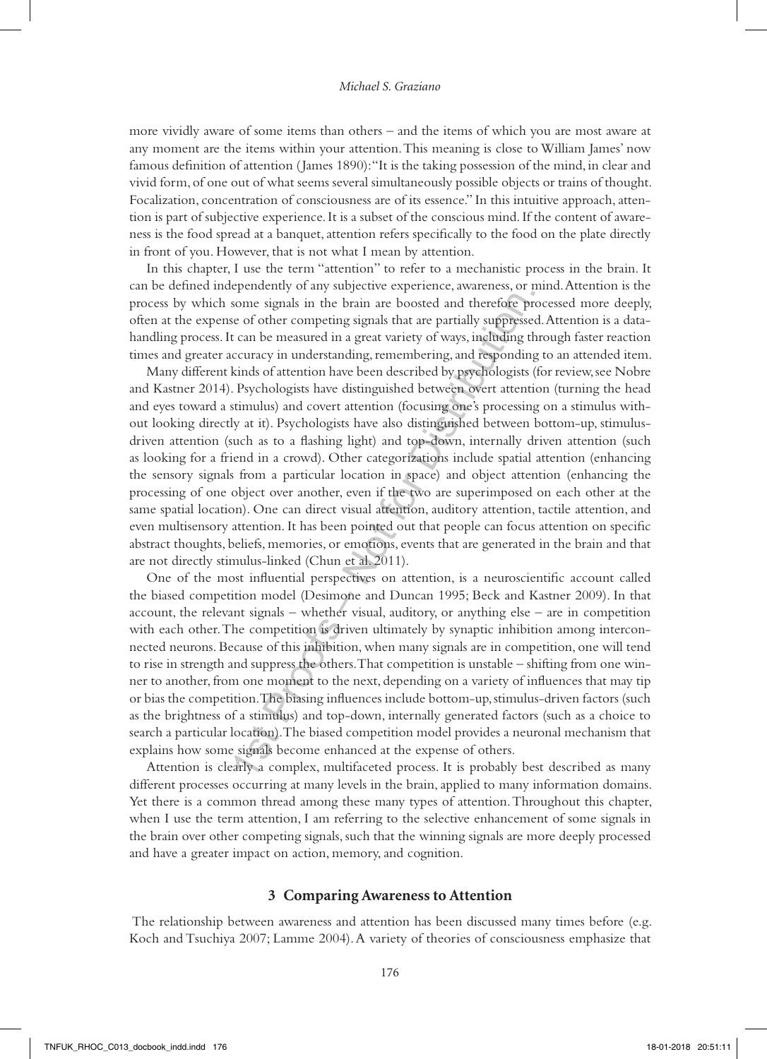more vividly aware of some items than others – and the items of which you are most aware at any moment are the items within your attention. This meaning is close to William James' now famous definition of attention (James 1890): "It is the taking possession of the mind, in clear and vivid form, of one out of what seems several simultaneously possible objects or trains of thought. Focalization, concentration of consciousness are of its essence." In this intuitive approach, attention is part of subjective experience. It is a subset of the conscious mind. If the content of awareness is the food spread at a banquet, attention refers specifically to the food on the plate directly in front of you. However, that is not what I mean by attention.

In this chapter, I use the term "attention" to refer to a mechanistic process in the brain. It can be defined independently of any subjective experience, awareness, or mind. Attention is the process by which some signals in the brain are boosted and therefore processed more deeply, often at the expense of other competing signals that are partially suppressed. Attention is a data-handling process. It can be measured in a great variety of ways, including through faster reaction times and greater accuracy in understanding, remembering, and responding to an attended item.

Many different kinds of attention have been described by psychologists (for review, see Nobre and Kastner 2014). Psychologists have distinguished between overt attention (turning the head and eyes toward a stimulus) and covert attention (focusing one's processing on a stimulus without looking directly at it). Psychologists have also distinguished between bottom-up, stimulus-driven attention (such as to a flashing light) and top-down, internally driven attention (such as looking for a friend in a crowd). Other categorizations include spatial attention (enhancing the sensory signals from a particular location in space) and object attention (enhancing the processing of one object over another, even if the two are superimposed on each other at the same spatial location). One can direct visual attention, auditory attention, tactile attention, and even multisensory attention. It has been pointed out that people can focus attention on specific abstract thoughts, beliefs, memories, or emotions, events that are generated in the brain and that are not directly stimulus-linked (Chun et al. 2011).

One of the most influential perspectives on attention, is a neuroscientific account called the biased competition model (Desimone and Duncan 1995; Beck and Kastner 2009). In that account, the relevant signals – whether visual, auditory, or anything else – are in competition with each other. The competition is driven ultimately by synaptic inhibition among interconnected neurons. Because of this inhibition, when many signals are in competition, one will tend to rise in strength and suppress the others. That competition is unstable – shifting from one winner to another, from one moment to the next, depending on a variety of influences that may tip or bias the competition. The biasing influences include bottom-up, stimulus-driven factors (such as the brightness of a stimulus) and top-down, internally generated factors (such as a choice to search a particular location). The biased competition model provides a neuronal mechanism that explains how some signals become enhanced at the expense of others.

Attention is clearly a complex, multifaceted process. It is probably best described as many different processes occurring at many levels in the brain, applied to many information domains. Yet there is a common thread among these many types of attention. Throughout this chapter, when I use the term attention, I am referring to the selective enhancement of some signals in the brain over other competing signals, such that the winning signals are more deeply processed and have a greater impact on action, memory, and cognition.

## 3 Comparing Awareness to Attention

The relationship between awareness and attention has been discussed many times before (e.g. Koch and Tsuchiya 2007; Lamme 2004). A variety of theories of consciousness emphasize that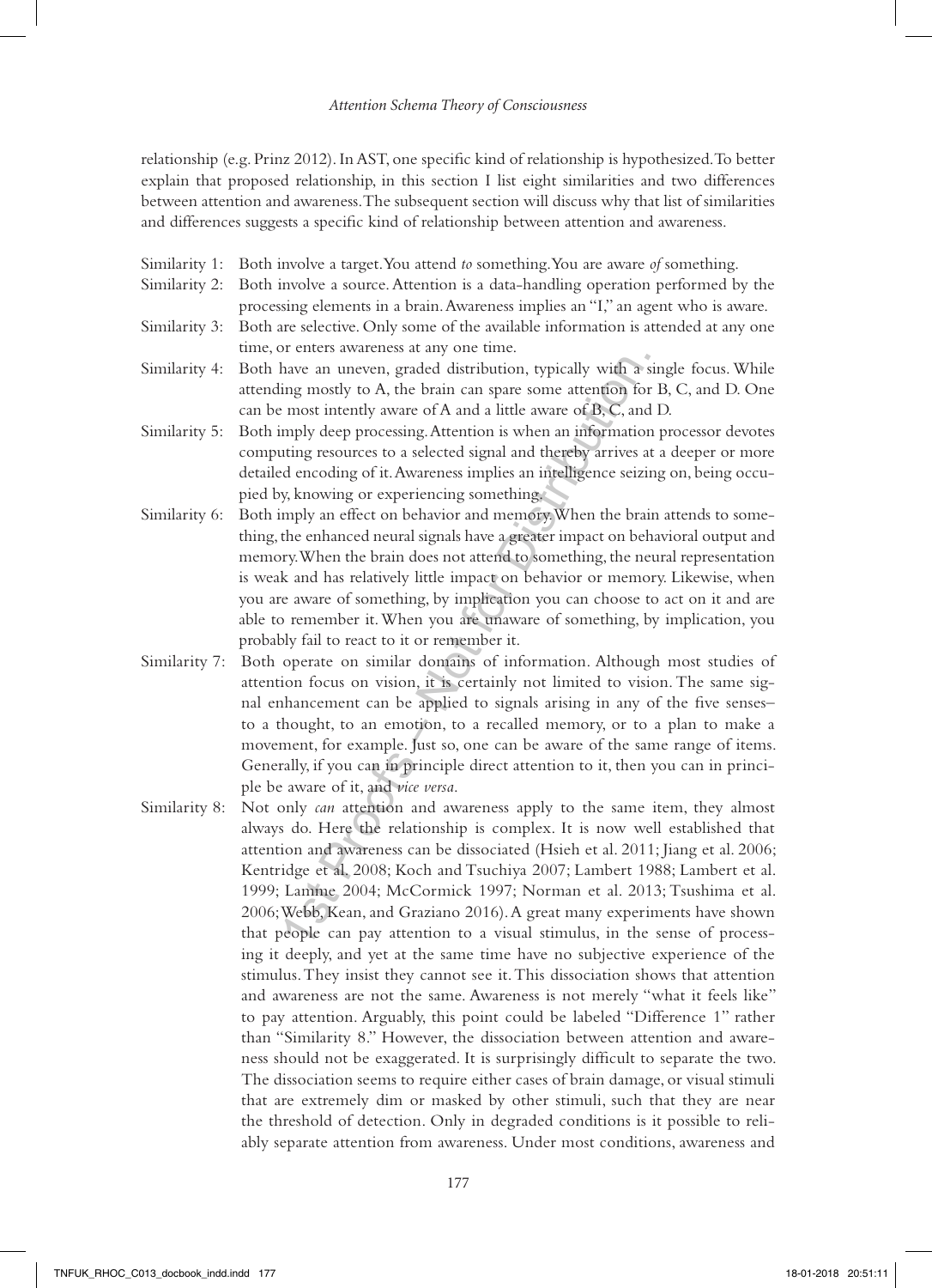relationship (e.g. Prinz 2012). In AST, one specific kind of relationship is hypothesized. To better explain that proposed relationship, in this section I list eight similarities and two differences between attention and awareness. The subsequent section will discuss why that list of similarities and differences suggests a specific kind of relationship between attention and awareness.

Similarity 1: Both involve a target. You attend *to* something. You are aware *of* something.

Similarity 2: Both involve a source. Attention is a data-handling operation performed by the processing elements in a brain. Awareness implies an "I," an agent who is aware.

Similarity 3: Both are selective. Only some of the available information is attended at any one time, or enters awareness at any one time.

Similarity 4: Both have an uneven, graded distribution, typically with a single focus. While attending mostly to A, the brain can spare some attention for B, C, and D. One can be most intently aware of A and a little aware of B, C, and D.

Similarity 5: Both imply deep processing. Attention is when an information processor devotes computing resources to a selected signal and thereby arrives at a deeper or more detailed encoding of it. Awareness implies an intelligence seizing on, being occupied by, knowing or experiencing something.

Similarity 6: Both imply an effect on behavior and memory. When the brain attends to something, the enhanced neural signals have a greater impact on behavioral output and memory. When the brain does not attend to something, the neural representation is weak and has relatively little impact on behavior or memory. Likewise, when you are aware of something, by implication you can choose to act on it and are able to remember it. When you are unaware of something, by implication, you probably fail to react to it or remember it.

Similarity 7: Both operate on similar domains of information. Although most studies of attention focus on vision, it is certainly not limited to vision. The same signal enhancement can be applied to signals arising in any of the five senses– to a thought, to an emotion, to a recalled memory, or to a plan to make a movement, for example. Just so, one can be aware of the same range of items. Generally, if you can in principle direct attention to it, then you can in principle be aware of it, and *vice versa*.

Similarity 8: Not only *can* attention and awareness apply to the same item, they almost always do. Here the relationship is complex. It is now well established that attention and awareness can be dissociated (Hsieh et al. 2011; Jiang et al. 2006; Kentridge et al. 2008; Koch and Tsuchiya 2007; Lambert 1988; Lambert et al. 1999; Lamme 2004; McCormick 1997; Norman et al. 2013; Tsushima et al. 2006; Webb, Kean, and Graziano 2016). A great many experiments have shown that people can pay attention to a visual stimulus, in the sense of processing it deeply, and yet at the same time have no subjective experience of the stimulus. They insist they cannot see it. This dissociation shows that attention and awareness are not the same. Awareness is not merely "what it feels like" to pay attention. Arguably, this point could be labeled "Difference 1" rather than "Similarity 8." However, the dissociation between attention and awareness should not be exaggerated. It is surprisingly difficult to separate the two. The dissociation seems to require either cases of brain damage, or visual stimuli that are extremely dim or masked by other stimuli, such that they are near the threshold of detection. Only in degraded conditions is it possible to reliably separate attention from awareness. Under most conditions, awareness and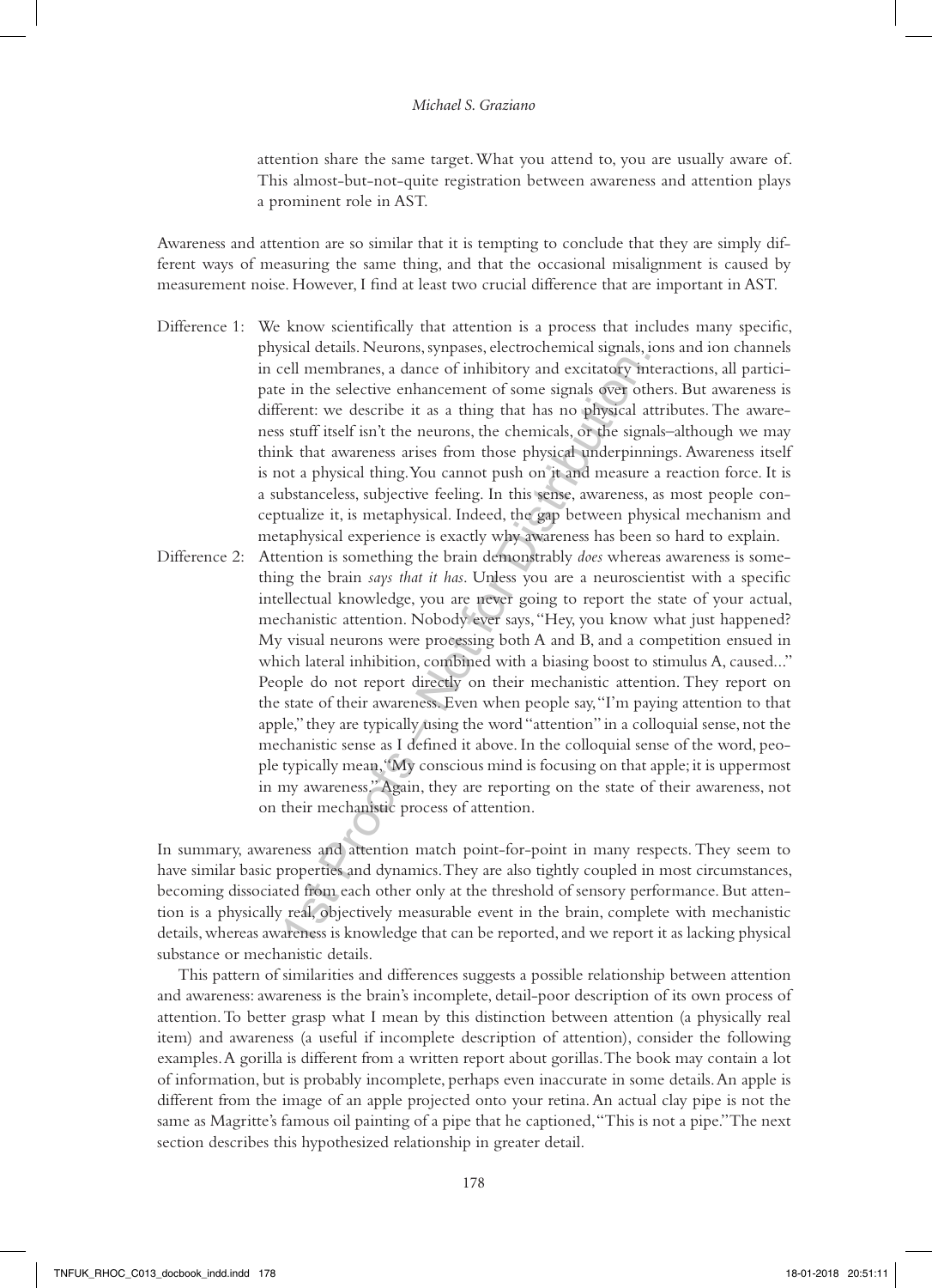attention share the same target. What you attend to, you are usually aware of. This almost-but-not-quite registration between awareness and attention plays a prominent role in AST.

Awareness and attention are so similar that it is tempting to conclude that they are simply different ways of measuring the same thing, and that the occasional misalignment is caused by measurement noise. However, I find at least two crucial difference that are important in AST.

Difference 1: We know scientifically that attention is a process that includes many specific, physical details. Neurons, synapses, electrochemical signals, ions and ion channels in cell membranes, a dance of inhibitory and excitatory interactions, all participate in the selective enhancement of some signals over others. But awareness is different: we describe it as a thing that has no physical attributes. The awareness stuff itself isn't the neurons, the chemicals, or the signals–although we may think that awareness arises from those physical underpinnings. Awareness itself is not a physical thing. You cannot push on it and measure a reaction force. It is a substanceless, subjective feeling. In this sense, awareness, as most people conceptualize it, is metaphysical. Indeed, the gap between physical mechanism and metaphysical experience is exactly why awareness has been so hard to explain.

Difference 2: Attention is something the brain demonstrably *does* whereas awareness is something the brain *says that it has*. Unless you are a neuroscientist with a specific intellectual knowledge, you are never going to report the state of your actual, mechanistic attention. Nobody ever says, "Hey, you know what just happened? My visual neurons were processing both A and B, and a competition ensued in which lateral inhibition, combined with a biasing boost to stimulus A, caused..." People do not report directly on their mechanistic attention. They report on the state of their awareness. Even when people say, "I'm paying attention to that apple," they are typically using the word "attention" in a colloquial sense, not the mechanistic sense as I defined it above. In the colloquial sense of the word, people typically mean, "My conscious mind is focusing on that apple; it is uppermost in my awareness." Again, they are reporting on the state of their awareness, not on their mechanistic process of attention.

In summary, awareness and attention match point-for-point in many respects. They seem to have similar basic properties and dynamics. They are also tightly coupled in most circumstances, becoming dissociated from each other only at the threshold of sensory performance. But attention is a physically real, objectively measurable event in the brain, complete with mechanistic details, whereas awareness is knowledge that can be reported, and we report it as lacking physical substance or mechanistic details.

This pattern of similarities and differences suggests a possible relationship between attention and awareness: awareness is the brain's incomplete, detail-poor description of its own process of attention. To better grasp what I mean by this distinction between attention (a physically real item) and awareness (a useful if incomplete description of attention), consider the following examples. A gorilla is different from a written report about gorillas. The book may contain a lot of information, but is probably incomplete, perhaps even inaccurate in some details. An apple is different from the image of an apple projected onto your retina. An actual clay pipe is not the same as Magritte's famous oil painting of a pipe that he captioned, "This is not a pipe." The next section describes this hypothesized relationship in greater detail.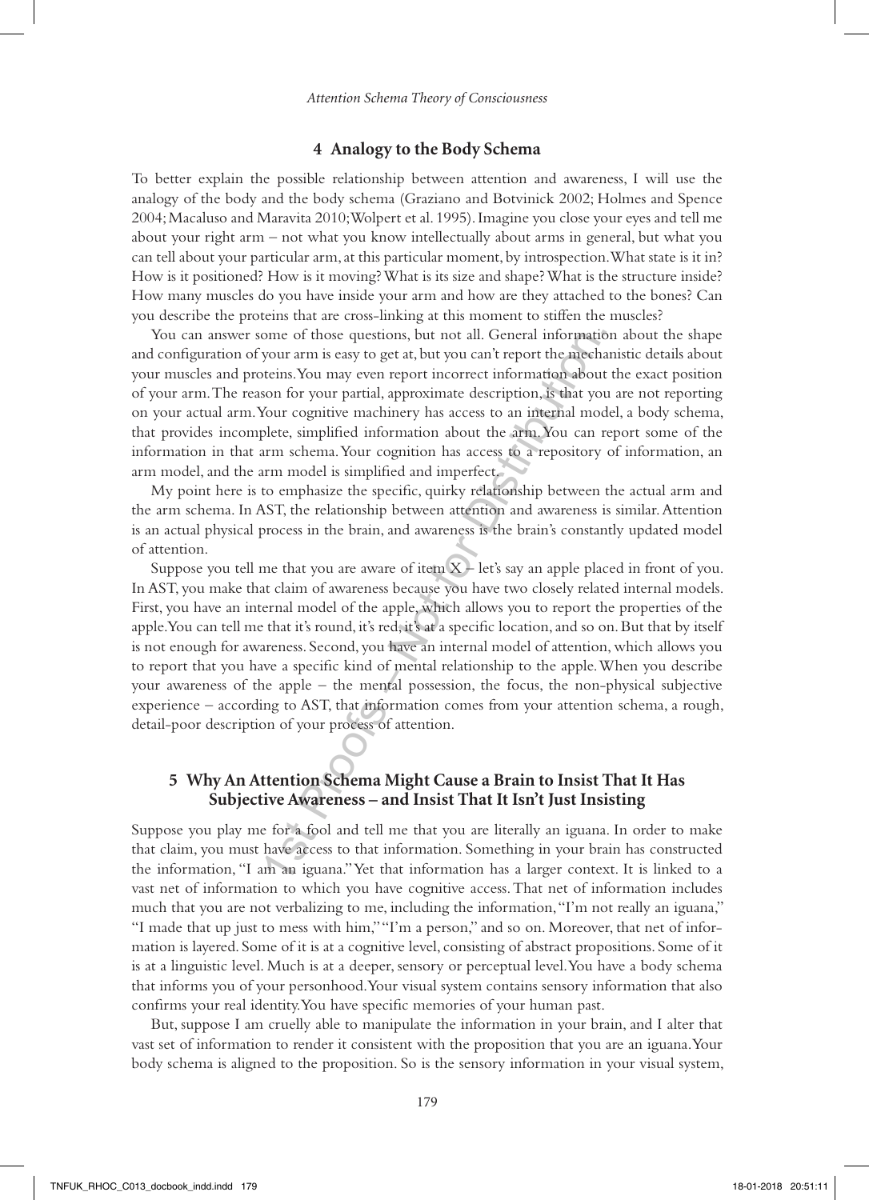## 4 Analogy to the Body Schema

To better explain the possible relationship between attention and awareness, I will use the analogy of the body and the body schema (Graziano and Botvinick 2002; Holmes and Spence 2004; Macaluso and Maravita 2010; Wolpert et al. 1995). Imagine you close your eyes and tell me about your right arm – not what you know intellectually about arms in general, but what you can tell about your particular arm, at this particular moment, by introspection. What state is it in? How is it positioned? How is it moving? What is its size and shape? What is the structure inside? How many muscles do you have inside your arm and how are they attached to the bones? Can you describe the proteins that are cross-linking at this moment to stiffen the muscles?

You can answer some of those questions, but not all. General information about the shape and configuration of your arm is easy to get at, but you can't report the mechanistic details about your muscles and proteins. You may even report incorrect information about the exact position of your arm. The reason for your partial, approximate description, is that you are not reporting on your actual arm. Your cognitive machinery has access to an internal model, a body schema, that provides incomplete, simplified information about the arm. You can report some of the information in that arm schema. Your cognition has access to a repository of information, an arm model, and the arm model is simplified and imperfect.

My point here is to emphasize the specific, quirky relationship between the actual arm and the arm schema. In AST, the relationship between attention and awareness is similar. Attention is an actual physical process in the brain, and awareness is the brain's constantly updated model of attention.

Suppose you tell me that you are aware of item X – let's say an apple placed in front of you. In AST, you make that claim of awareness because you have two closely related internal models. First, you have an internal model of the apple, which allows you to report the properties of the apple. You can tell me that it's round, it's red, it's at a specific location, and so on. But that by itself is not enough for awareness. Second, you have an internal model of attention, which allows you to report that you have a specific kind of mental relationship to the apple. When you describe your awareness of the apple – the mental possession, the focus, the non-physical subjective experience – according to AST, that information comes from your attention schema, a rough, detail-poor description of your process of attention.

## 5 Why An Attention Schema Might Cause a Brain to Insist That It Has Subjective Awareness – and Insist That It Isn't Just Insisting

Suppose you play me for a fool and tell me that you are literally an iguana. In order to make that claim, you must have access to that information. Something in your brain has constructed the information, "I am an iguana." Yet that information has a larger context. It is linked to a vast net of information to which you have cognitive access. That net of information includes much that you are not verbalizing to me, including the information, "I'm not really an iguana," "I made that up just to mess with him," "I'm a person," and so on. Moreover, that net of information is layered. Some of it is at a cognitive level, consisting of abstract propositions. Some of it is at a linguistic level. Much is at a deeper, sensory or perceptual level. You have a body schema that informs you of your personhood. Your visual system contains sensory information that also confirms your real identity. You have specific memories of your human past.

But, suppose I am cruelly able to manipulate the information in your brain, and I alter that vast set of information to render it consistent with the proposition that you are an iguana. Your body schema is aligned to the proposition. So is the sensory information in your visual system,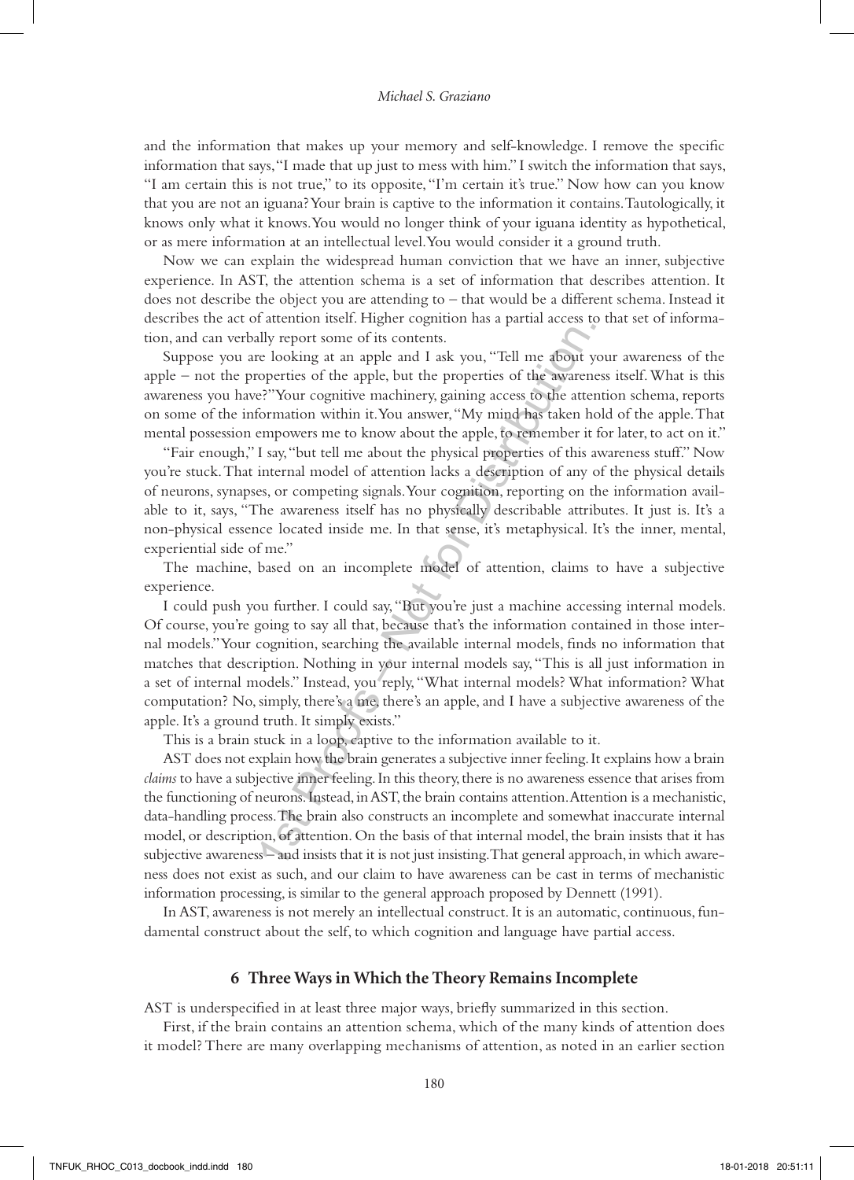and the information that makes up your memory and self-knowledge. I remove the specific information that says, "I made that up just to mess with him." I switch the information that says, "I am certain this is not true," to its opposite, "I'm certain it's true." Now how can you know that you are not an iguana? Your brain is captive to the information it contains. Tautologically, it knows only what it knows. You would no longer think of your iguana identity as hypothetical, or as mere information at an intellectual level. You would consider it a ground truth.

Now we can explain the widespread human conviction that we have an inner, subjective experience. In AST, the attention schema is a set of information that describes attention. It does not describe the object you are attending to – that would be a different schema. Instead it describes the act of attention itself. Higher cognition has a partial access to that set of information, and can verbally report some of its contents.

Suppose you are looking at an apple and I ask you, "Tell me about your awareness of the apple – not the properties of the apple, but the properties of the awareness itself. What is this awareness you have?" Your cognitive machinery, gaining access to the attention schema, reports on some of the information within it. You answer, "My mind has taken hold of the apple. That mental possession empowers me to know about the apple, to remember it for later, to act on it."

"Fair enough," I say, "but tell me about the physical properties of this awareness stuff." Now you're stuck. That internal model of attention lacks a description of any of the physical details of neurons, synapses, or competing signals. Your cognition, reporting on the information available to it, says, "The awareness itself has no physically describable attributes. It just is. It's a non-physical essence located inside me. In that sense, it's metaphysical. It's the inner, mental, experiential side of me."

The machine, based on an incomplete model of attention, claims to have a subjective experience.

I could push you further. I could say, "But you're just a machine accessing internal models. Of course, you're going to say all that, because that's the information contained in those internal models." Your cognition, searching the available internal models, finds no information that matches that description. Nothing in your internal models say, "This is all just information in a set of internal models." Instead, you reply, "What internal models? What information? What computation? No, simply, there's a me, there's an apple, and I have a subjective awareness of the apple. It's a ground truth. It simply exists."

This is a brain stuck in a loop, captive to the information available to it.

AST does not explain how the brain generates a subjective inner feeling. It explains how a brain *claims* to have a subjective inner feeling. In this theory, there is no awareness essence that arises from the functioning of neurons. Instead, in AST, the brain contains attention. Attention is a mechanistic, data-handling process. The brain also constructs an incomplete and somewhat inaccurate internal model, or description, of attention. On the basis of that internal model, the brain insists that it has subjective awareness – and insists that it is not just insisting. That general approach, in which awareness does not exist as such, and our claim to have awareness can be cast in terms of mechanistic information processing, is similar to the general approach proposed by Dennett (1991).

In AST, awareness is not merely an intellectual construct. It is an automatic, continuous, fundamental construct about the self, to which cognition and language have partial access.

## 6 Three Ways in Which the Theory Remains Incomplete

AST is underspecified in at least three major ways, briefly summarized in this section.

First, if the brain contains an attention schema, which of the many kinds of attention does it model? There are many overlapping mechanisms of attention, as noted in an earlier section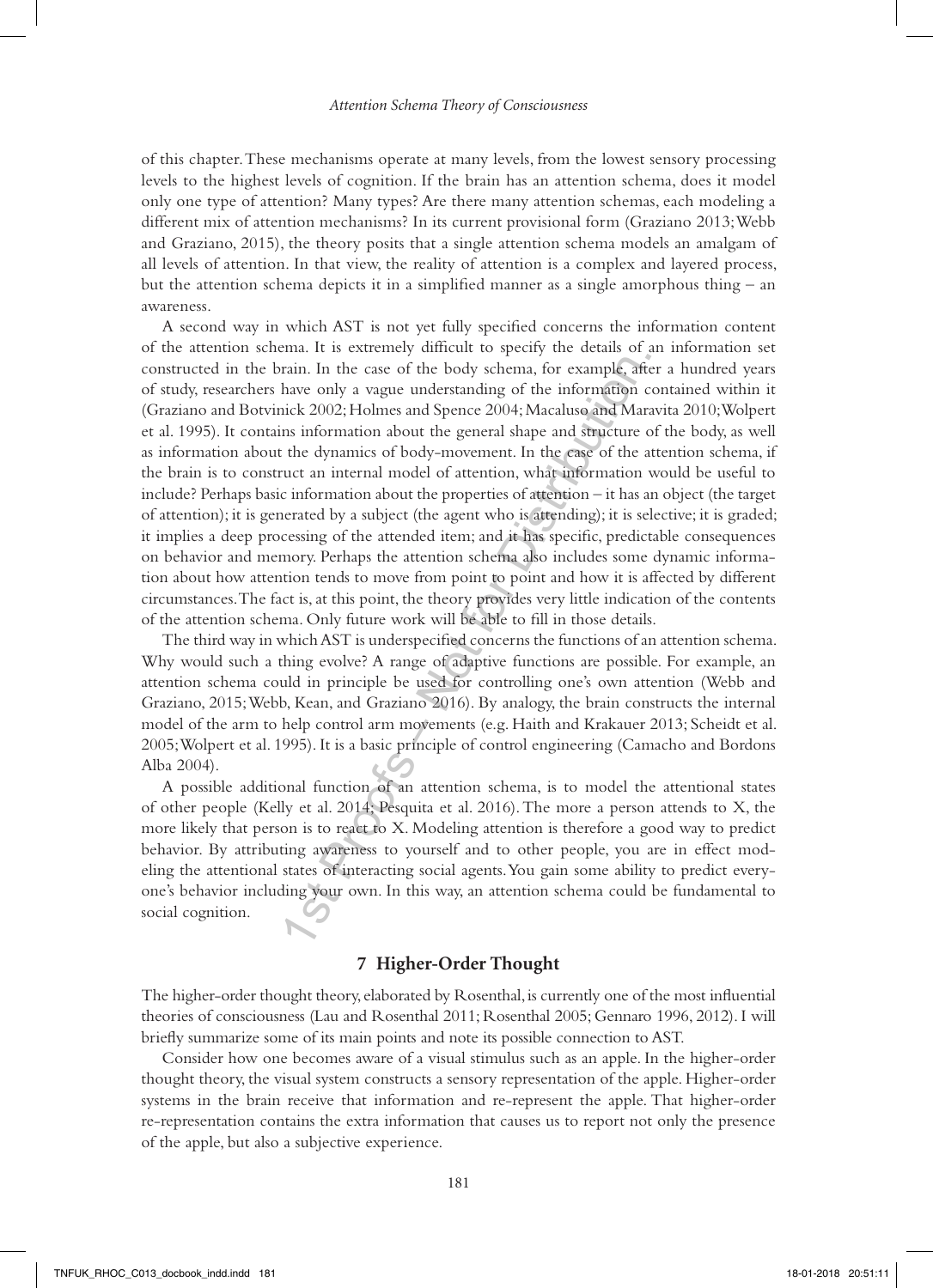of this chapter. These mechanisms operate at many levels, from the lowest sensory processing levels to the highest levels of cognition. If the brain has an attention schema, does it model only one type of attention? Many types? Are there many attention schemas, each modeling a different mix of attention mechanisms? In its current provisional form (Graziano 2013; Webb and Graziano, 2015), the theory posits that a single attention schema models an amalgam of all levels of attention. In that view, the reality of attention is a complex and layered process, but the attention schema depicts it in a simplified manner as a single amorphous thing – an awareness.

A second way in which AST is not yet fully specified concerns the information content of the attention schema. It is extremely difficult to specify the details of an information set constructed in the brain. In the case of the body schema, for example, after a hundred years of study, researchers have only a vague understanding of the information contained within it (Graziano and Botvinick 2002; Holmes and Spence 2004; Macaluso and Maravita 2010; Wolpert et al. 1995). It contains information about the general shape and structure of the body, as well as information about the dynamics of body-movement. In the case of the attention schema, if the brain is to construct an internal model of attention, what information would be useful to include? Perhaps basic information about the properties of attention – it has an object (the target of attention); it is generated by a subject (the agent who is attending); it is selective; it is graded; it implies a deep processing of the attended item; and it has specific, predictable consequences on behavior and memory. Perhaps the attention schema also includes some dynamic information about how attention tends to move from point to point and how it is affected by different circumstances. The fact is, at this point, the theory provides very little indication of the contents of the attention schema. Only future work will be able to fill in those details.

The third way in which AST is underspecified concerns the functions of an attention schema. Why would such a thing evolve? A range of adaptive functions are possible. For example, an attention schema could in principle be used for controlling one's own attention (Webb and Graziano, 2015; Webb, Kean, and Graziano 2016). By analogy, the brain constructs the internal model of the arm to help control arm movements (e.g. Haith and Krakauer 2013; Scheidt et al. 2005; Wolpert et al. 1995). It is a basic principle of control engineering (Camacho and Bordons Alba 2004).

A possible additional function of an attention schema, is to model the attentional states of other people (Kelly et al. 2014; Pesquita et al. 2016). The more a person attends to X, the more likely that person is to react to X. Modeling attention is therefore a good way to predict behavior. By attributing awareness to yourself and to other people, you are in effect modeling the attentional states of interacting social agents. You gain some ability to predict everyone's behavior including your own. In this way, an attention schema could be fundamental to social cognition.

## 7 Higher-Order Thought

The higher-order thought theory, elaborated by Rosenthal, is currently one of the most influential theories of consciousness (Lau and Rosenthal 2011; Rosenthal 2005; Gennaro 1996, 2012). I will briefly summarize some of its main points and note its possible connection to AST.

Consider how one becomes aware of a visual stimulus such as an apple. In the higher-order thought theory, the visual system constructs a sensory representation of the apple. Higher-order systems in the brain receive that information and re-represent the apple. That higher-order re-representation contains the extra information that causes us to report not only the presence of the apple, but also a subjective experience.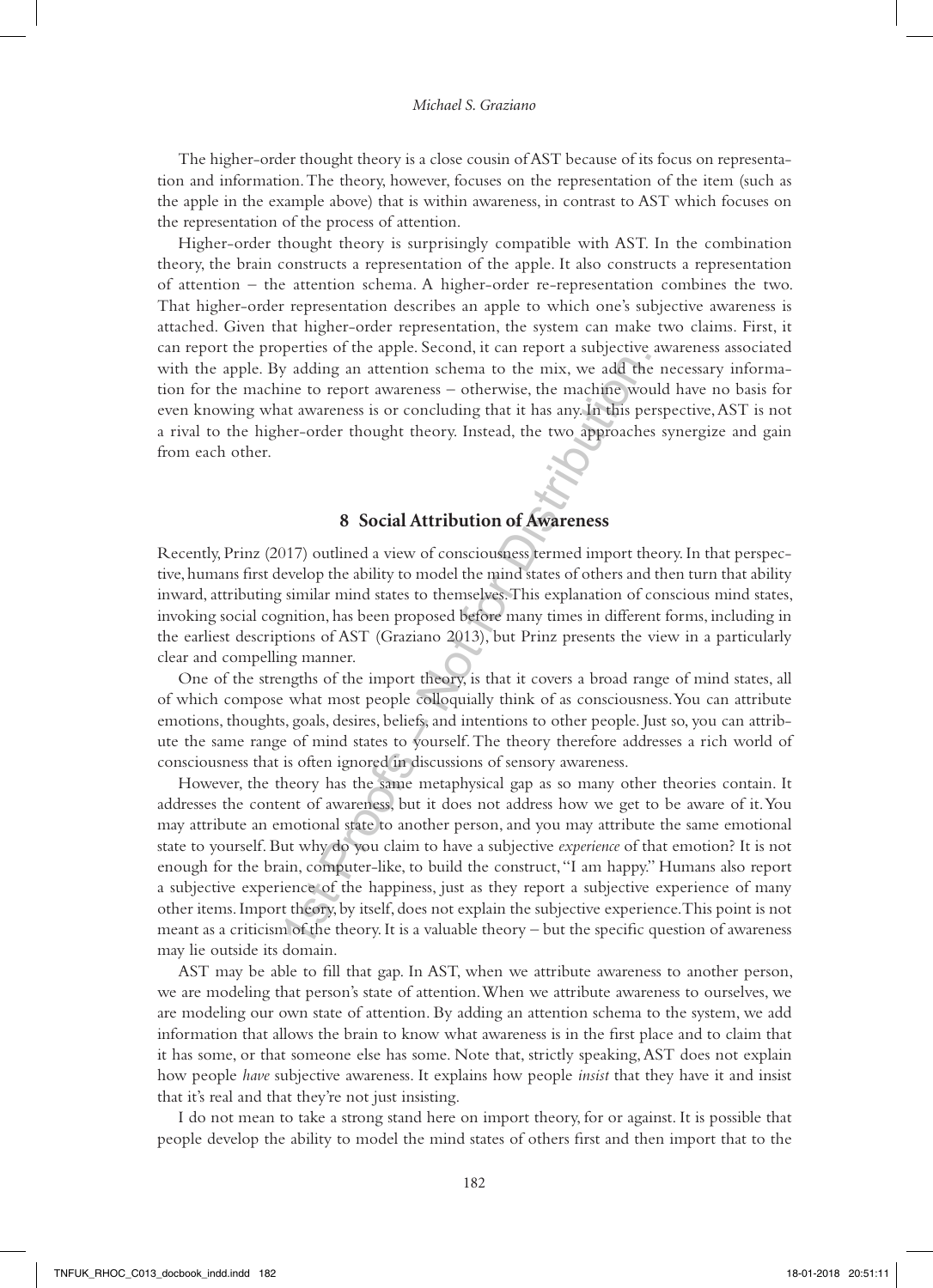The higher-order thought theory is a close cousin of AST because of its focus on representation and information. The theory, however, focuses on the representation of the item (such as the apple in the example above) that is within awareness, in contrast to AST which focuses on the representation of the process of attention.

Higher-order thought theory is surprisingly compatible with AST. In the combination theory, the brain constructs a representation of the apple. It also constructs a representation of attention – the attention schema. A higher-order re-representation combines the two. That higher-order representation describes an apple to which one's subjective awareness is attached. Given that higher-order representation, the system can make two claims. First, it can report the properties of the apple. Second, it can report a subjective awareness associated with the apple. By adding an attention schema to the mix, we add the necessary information for the machine to report awareness – otherwise, the machine would have no basis for even knowing what awareness is or concluding that it has any. In this perspective, AST is not a rival to the higher-order thought theory. Instead, the two approaches synergize and gain from each other.

## 8 Social Attribution of Awareness

Recently, Prinz (2017) outlined a view of consciousness termed import theory. In that perspective, humans first develop the ability to model the mind states of others and then turn that ability inward, attributing similar mind states to themselves. This explanation of conscious mind states, invoking social cognition, has been proposed before many times in different forms, including in the earliest descriptions of AST (Graziano 2013), but Prinz presents the view in a particularly clear and compelling manner.

One of the strengths of the import theory, is that it covers a broad range of mind states, all of which compose what most people colloquially think of as consciousness. You can attribute emotions, thoughts, goals, desires, beliefs, and intentions to other people. Just so, you can attribute the same range of mind states to yourself. The theory therefore addresses a rich world of consciousness that is often ignored in discussions of sensory awareness.

However, the theory has the same metaphysical gap as so many other theories contain. It addresses the content of awareness, but it does not address how we get to be aware of it. You may attribute an emotional state to another person, and you may attribute the same emotional state to yourself. But why do you claim to have a subjective *experience* of that emotion? It is not enough for the brain, computer-like, to build the construct, "I am happy." Humans also report a subjective experience of the happiness, just as they report a subjective experience of many other items. Import theory, by itself, does not explain the subjective experience. This point is not meant as a criticism of the theory. It is a valuable theory – but the specific question of awareness may lie outside its domain.

AST may be able to fill that gap. In AST, when we attribute awareness to another person, we are modeling that person's state of attention. When we attribute awareness to ourselves, we are modeling our own state of attention. By adding an attention schema to the system, we add information that allows the brain to know what awareness is in the first place and to claim that it has some, or that someone else has some. Note that, strictly speaking, AST does not explain how people *have* subjective awareness. It explains how people *insist* that they have it and insist that it's real and that they're not just insisting.

I do not mean to take a strong stand here on import theory, for or against. It is possible that people develop the ability to model the mind states of others first and then import that to the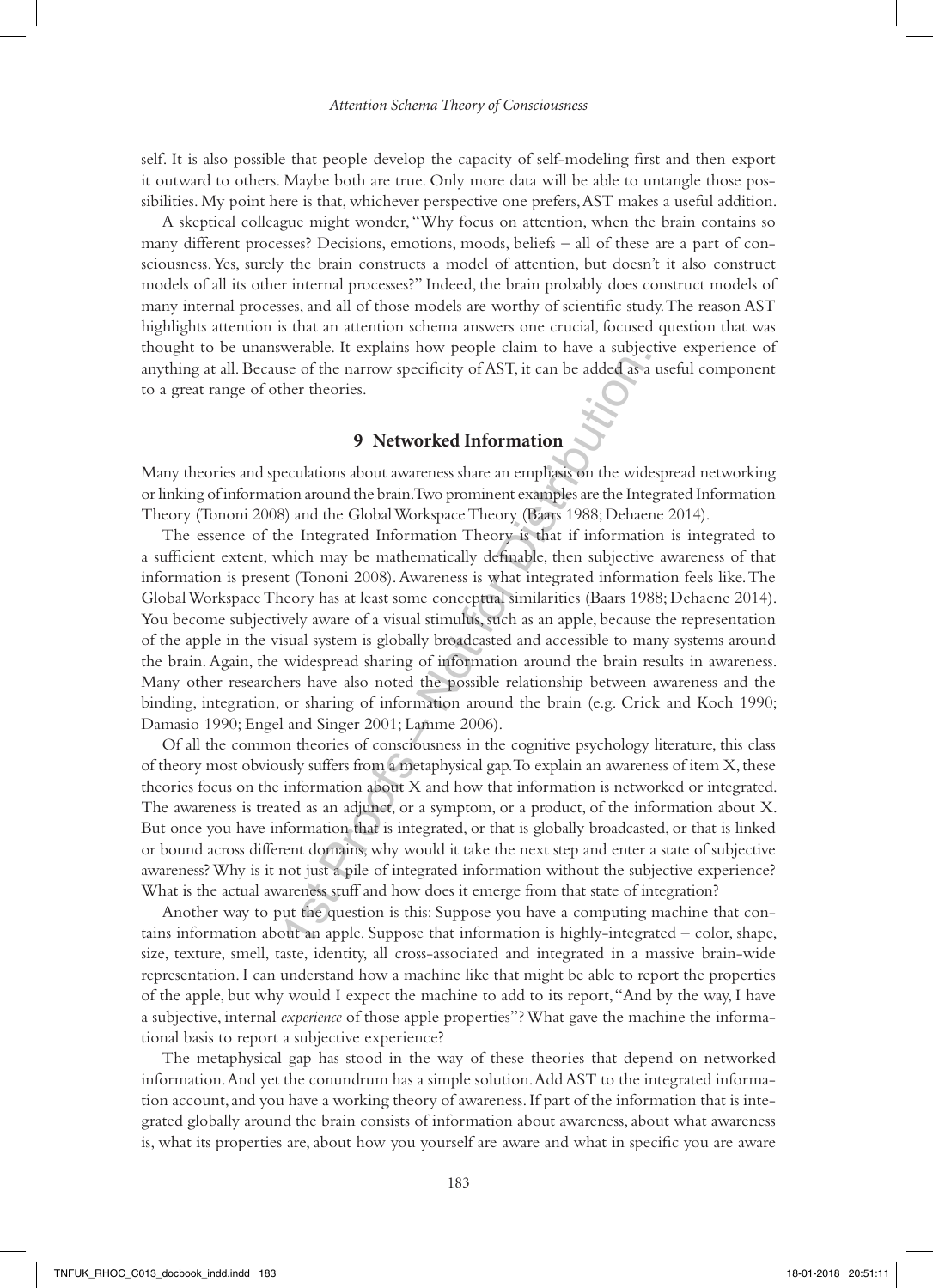self. It is also possible that people develop the capacity of self-modeling first and then export it outward to others. Maybe both are true. Only more data will be able to untangle those possibilities. My point here is that, whichever perspective one prefers, AST makes a useful addition.

A skeptical colleague might wonder, "Why focus on attention, when the brain contains so many different processes? Decisions, emotions, moods, beliefs – all of these are a part of consciousness. Yes, surely the brain constructs a model of attention, but doesn't it also construct models of all its other internal processes?" Indeed, the brain probably does construct models of many internal processes, and all of those models are worthy of scientific study. The reason AST highlights attention is that an attention schema answers one crucial, focused question that was thought to be unanswerable. It explains how people claim to have a subjective experience of anything at all. Because of the narrow specificity of AST, it can be added as a useful component to a great range of other theories.

## 9 Networked Information

Many theories and speculations about awareness share an emphasis on the widespread networking or linking of information around the brain. Two prominent examples are the Integrated Information Theory (Tononi 2008) and the Global Workspace Theory (Baars 1988; Dehaene 2014).

The essence of the Integrated Information Theory is that if information is integrated to a sufficient extent, which may be mathematically definable, then subjective awareness of that information is present (Tononi 2008). Awareness is what integrated information feels like. The Global Workspace Theory has at least some conceptual similarities (Baars 1988; Dehaene 2014). You become subjectively aware of a visual stimulus, such as an apple, because the representation of the apple in the visual system is globally broadcasted and accessible to many systems around the brain. Again, the widespread sharing of information around the brain results in awareness. Many other researchers have also noted the possible relationship between awareness and the binding, integration, or sharing of information around the brain (e.g. Crick and Koch 1990; Damasio 1990; Engel and Singer 2001; Lamme 2006).

Of all the common theories of consciousness in the cognitive psychology literature, this class of theory most obviously suffers from a metaphysical gap. To explain an awareness of item X, these theories focus on the information about X and how that information is networked or integrated. The awareness is treated as an adjunct, or a symptom, or a product, of the information about X. But once you have information that is integrated, or that is globally broadcasted, or that is linked or bound across different domains, why would it take the next step and enter a state of subjective awareness? Why is it not just a pile of integrated information without the subjective experience? What is the actual awareness stuff and how does it emerge from that state of integration?

Another way to put the question is this: Suppose you have a computing machine that contains information about an apple. Suppose that information is highly-integrated – color, shape, size, texture, smell, taste, identity, all cross-associated and integrated in a massive brain-wide representation. I can understand how a machine like that might be able to report the properties of the apple, but why would I expect the machine to add to its report, "And by the way, I have a subjective, internal *experience* of those apple properties"? What gave the machine the informational basis to report a subjective experience?

The metaphysical gap has stood in the way of these theories that depend on networked information. And yet the conundrum has a simple solution. Add AST to the integrated information account, and you have a working theory of awareness. If part of the information that is integrated globally around the brain consists of information about awareness, about what awareness is, what its properties are, about how you yourself are aware and what in specific you are aware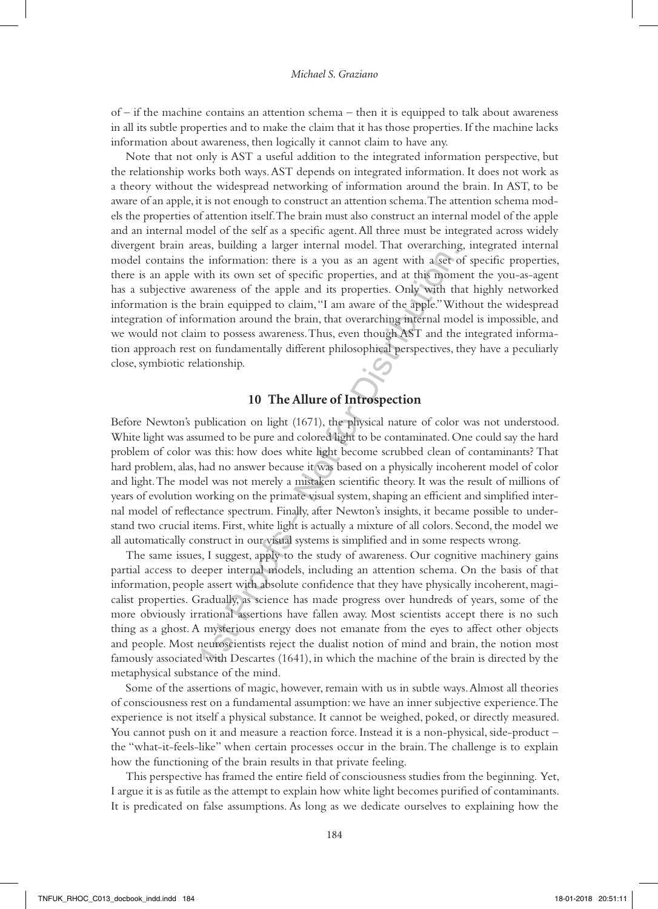of – if the machine contains an attention schema – then it is equipped to talk about awareness in all its subtle properties and to make the claim that it has those properties. If the machine lacks information about awareness, then logically it cannot claim to have any.

Note that not only is AST a useful addition to the integrated information perspective, but the relationship works both ways. AST depends on integrated information. It does not work as a theory without the widespread networking of information around the brain. In AST, to be aware of an apple, it is not enough to construct an attention schema. The attention schema models the properties of attention itself. The brain must also construct an internal model of the apple and an internal model of the self as a specific agent. All three must be integrated across widely divergent brain areas, building a larger internal model. That overarching, integrated internal model contains the information: there is a you as an agent with a set of specific properties, there is an apple with its own set of specific properties, and at this moment the you-as-agent has a subjective awareness of the apple and its properties. Only with that highly networked information is the brain equipped to claim, "I am aware of the apple." Without the widespread integration of information around the brain, that overarching internal model is impossible, and we would not claim to possess awareness. Thus, even though AST and the integrated information approach rest on fundamentally different philosophical perspectives, they have a peculiarly close, symbiotic relationship.

## 10 The Allure of Introspection

Before Newton's publication on light (1671), the physical nature of color was not understood. White light was assumed to be pure and colored light to be contaminated. One could say the hard problem of color was this: how does white light become scrubbed clean of contaminants? That hard problem, alas, had no answer because it was based on a physically incoherent model of color and light. The model was not merely a mistaken scientific theory. It was the result of millions of years of evolution working on the primate visual system, shaping an efficient and simplified internal model of reflectance spectrum. Finally, after Newton's insights, it became possible to understand two crucial items. First, white light is actually a mixture of all colors. Second, the model we all automatically construct in our visual systems is simplified and in some respects wrong.

The same issues, I suggest, apply to the study of awareness. Our cognitive machinery gains partial access to deeper internal models, including an attention schema. On the basis of that information, people assert with absolute confidence that they have physically incoherent, magicalist properties. Gradually, as science has made progress over hundreds of years, some of the more obviously irrational assertions have fallen away. Most scientists accept there is no such thing as a ghost. A mysterious energy does not emanate from the eyes to affect other objects and people. Most neuroscientists reject the dualist notion of mind and brain, the notion most famously associated with Descartes (1641), in which the machine of the brain is directed by the metaphysical substance of the mind.

Some of the assertions of magic, however, remain with us in subtle ways. Almost all theories of consciousness rest on a fundamental assumption: we have an inner subjective experience. The experience is not itself a physical substance. It cannot be weighed, poked, or directly measured. You cannot push on it and measure a reaction force. Instead it is a non-physical, side-product – the "what-it-feels-like" when certain processes occur in the brain. The challenge is to explain how the functioning of the brain results in that private feeling.

This perspective has framed the entire field of consciousness studies from the beginning. Yet, I argue it is as futile as the attempt to explain how white light becomes purified of contaminants. It is predicated on false assumptions. As long as we dedicate ourselves to explaining how the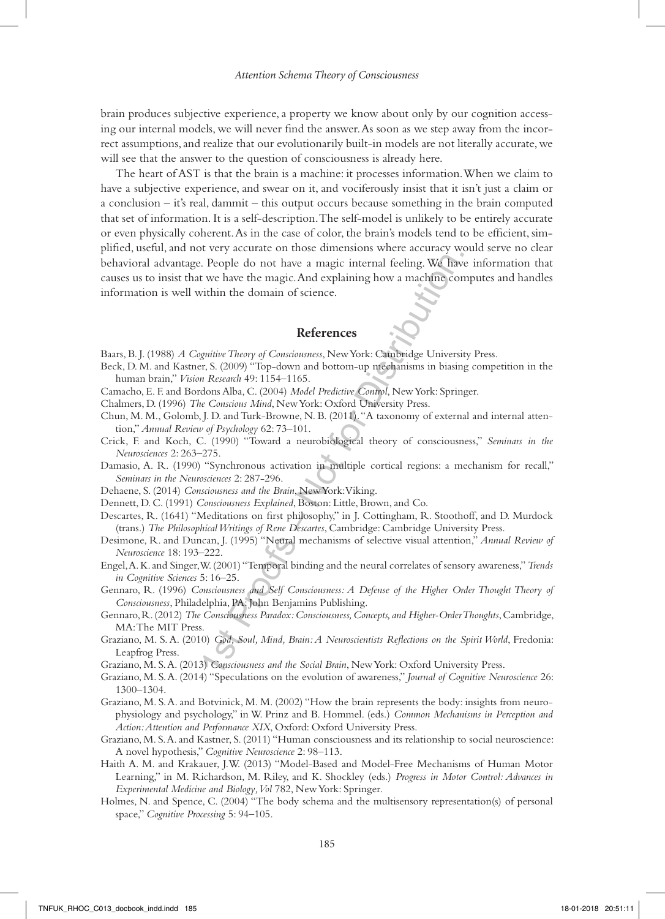brain produces subjective experience, a property we know about only by our cognition accessing our internal models, we will never find the answer. As soon as we step away from the incorrect assumptions, and realize that our evolutionarily built-in models are not literally accurate, we will see that the answer to the question of consciousness is already here.

The heart of AST is that the brain is a machine: it processes information. When we claim to have a subjective experience, and swear on it, and vociferously insist that it isn't just a claim or a conclusion – it's real, dammit – this output occurs because something in the brain computed that set of information. It is a self-description. The self-model is unlikely to be entirely accurate or even physically coherent. As in the case of color, the brain's models tend to be efficient, simplified, useful, and not very accurate on those dimensions where accuracy would serve no clear behavioral advantage. People do not have a magic internal feeling. We have information that causes us to insist that we have the magic. And explaining how a machine computes and handles information is well within the domain of science.

## References

Baars, B. J. (1988) *A Cognitive Theory of Consciousness*, New York: Cambridge University Press.

Beck, D. M. and Kastner, S. (2009) "Top-down and bottom-up mechanisms in biasing competition in the human brain," *Vision Research* 49: 1154–1165.

Camacho, E. F. and Bordons Alba, C. (2004) *Model Predictive Control*, New York: Springer.

Chalmers, D. (1996) *The Conscious Mind*, New York: Oxford University Press.

Chun, M. M., Golomb, J. D. and Turk-Browne, N. B. (2011). "A taxonomy of external and internal attention," *Annual Review of Psychology* 62: 73–101.

Crick, F. and Koch, C. (1990) "Toward a neurobiological theory of consciousness," *Seminars in the Neurosciences* 2: 263–275.

Damasio, A. R. (1990) "Synchronous activation in multiple cortical regions: a mechanism for recall," *Seminars in the Neurosciences* 2: 287-296.

Dehaene, S. (2014) *Consciousness and the Brain*, New York: Viking.

Dennett, D. C. (1991) *Consciousness Explained*, Boston: Little, Brown, and Co.

Descartes, R. (1641) "Meditations on first philosophy," in J. Cottingham, R. Stoothoff, and D. Murdock (trans.) *The Philosophical Writings of Rene Descartes*, Cambridge: Cambridge University Press.

Desimone, R. and Duncan, J. (1995) "Neural mechanisms of selective visual attention," *Annual Review of Neuroscience* 18: 193–222.

Engel, A. K. and Singer, W. (2001) "Temporal binding and the neural correlates of sensory awareness," *Trends in Cognitive Sciences* 5: 16–25.

Gennaro, R. (1996) *Consciousness and Self Consciousness: A Defense of the Higher Order Thought Theory of Consciousness*, Philadelphia, PA: John Benjamins Publishing.

Gennaro, R. (2012) *The Consciousness Paradox: Consciousness, Concepts, and Higher-Order Thoughts*, Cambridge, MA: The MIT Press.

Graziano, M. S. A. (2010) *God, Soul, Mind, Brain: A Neuroscientists Reflections on the Spirit World*, Fredonia: Leapfrog Press.

Graziano, M. S. A. (2013) *Consciousness and the Social Brain*, New York: Oxford University Press.

Graziano, M. S. A. (2014) "Speculations on the evolution of awareness," *Journal of Cognitive Neuroscience* 26: 1300–1304.

Graziano, M. S. A. and Botvinick, M. M. (2002) "How the brain represents the body: insights from neurophysiology and psychology," in W. Prinz and B. Hommel. (eds.) *Common Mechanisms in Perception and Action: Attention and Performance XIX*, Oxford: Oxford University Press.

Graziano, M. S. A. and Kastner, S. (2011) "Human consciousness and its relationship to social neuroscience: A novel hypothesis," *Cognitive Neuroscience* 2: 98–113.

Haith A. M. and Krakauer, J. W. (2013) "Model-Based and Model-Free Mechanisms of Human Motor Learning," in M. Richardson, M. Riley, and K. Shockley (eds.) *Progress in Motor Control: Advances in Experimental Medicine and Biology, Vol* 782, New York: Springer.

Holmes, N. and Spence, C. (2004) "The body schema and the multisensory representation(s) of personal space," *Cognitive Processing* 5: 94–105.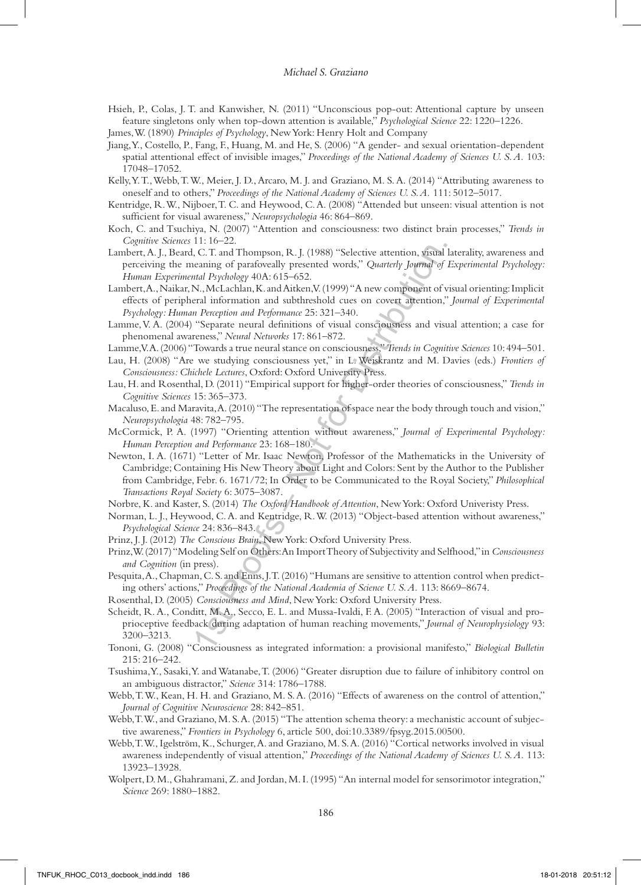Hsieh, P., Colas, J. T. and Kanwisher, N. (2011) "Unconscious pop-out: Attentional capture by unseen feature singletons only when top-down attention is available," *Psychological Science* 22: 1220–1226.

James, W. (1890) *Principles of Psychology*, New York: Henry Holt and Company

Jiang, Y., Costello, P., Fang, F., Huang, M. and He, S. (2006) "A gender- and sexual orientation-dependent spatial attentional effect of invisible images," *Proceedings of the National Academy of Sciences U. S. A.* 103: 17048–17052.

Kelly, Y. T., Webb, T. W., Meier, J. D., Arcaro, M. J. and Graziano, M. S. A. (2014) "Attributing awareness to oneself and to others," *Proceedings of the National Academy of Sciences U. S. A.* 111: 5012–5017.

Kentridge, R. W., Nijboer, T. C. and Heywood, C. A. (2008) "Attended but unseen: visual attention is not sufficient for visual awareness," *Neuropsychologia* 46: 864–869.

Koch, C. and Tsuchiya, N. (2007) "Attention and consciousness: two distinct brain processes," *Trends in Cognitive Sciences* 11: 16–22.

Lambert, A. J., Beard, C. T. and Thompson, R. J. (1988) "Selective attention, visual laterality, awareness and perceiving the meaning of parafoveally presented words," *Quarterly Journal of Experimental Psychology: Human Experimental Psychology* 40A: 615–652.

Lambert, A., Naikar, N., McLachlan, K. and Aitken, V. (1999) "A new component of visual orienting: Implicit effects of peripheral information and subthreshold cues on covert attention," *Journal of Experimental Psychology: Human Perception and Performance* 25: 321–340.

Lamme, V. A. (2004) "Separate neural definitions of visual consciousness and visual attention; a case for phenomenal awareness," *Neural Networks* 17: 861–872.

Lamme, V. A. (2006) "Towards a true neural stance on consciousness," *Trends in Cognitive Sciences* 10: 494–501.

Lau, H. (2008) "Are we studying consciousness yet," in L. Weiskrantz and M. Davies (eds.) *Frontiers of Consciousness: Chichele Lectures*, Oxford: Oxford University Press.

Lau, H. and Rosenthal, D. (2011) "Empirical support for higher-order theories of consciousness," *Trends in Cognitive Sciences* 15: 365–373.

Macaluso, E. and Maravita, A. (2010) "The representation of space near the body through touch and vision," *Neuropsychologia* 48: 782–795.

McCormick, P. A. (1997) "Orienting attention without awareness," *Journal of Experimental Psychology: Human Perception and Performance* 23: 168–180.

Newton, I. A. (1671) "Letter of Mr. Isaac Newton, Professor of the Mathematicks in the University of Cambridge; Containing His New Theory about Light and Colors: Sent by the Author to the Publisher from Cambridge, Febr. 6. 1671/72; In Order to be Communicated to the Royal Society," *Philosophical Transactions Royal Society* 6: 3075–3087.

Norbre, K. and Kaster, S. (2014) *The Oxford Handbook of Attention*, New York: Oxford Univeristy Press.

Norman, L. J., Heywood, C. A. and Kentridge, R. W. (2013) "Object-based attention without awareness," *Psychological Science* 24: 836–843.

Prinz, J. J. (2012) *The Conscious Brain*, New York: Oxford University Press.

Prinz, W. (2017) "Modeling Self on Others: An Import Theory of Subjectivity and Selfhood," in *Consciousness and Cognition* (in press).

Pesquita, A., Chapman, C. S. and Enns, J. T. (2016) "Humans are sensitive to attention control when predicting others' actions," *Proceedings of the National Academia of Science U. S. A.* 113: 8669–8674.

Rosenthal, D. (2005) *Consciousness and Mind*, New York: Oxford University Press.

Scheidt, R. A., Conditt, M. A., Secco, E. L. and Mussa-Ivaldi, F. A. (2005) "Interaction of visual and proprioceptive feedback during adaptation of human reaching movements," *Journal of Neurophysiology* 93: 3200–3213.

Tononi, G. (2008) "Consciousness as integrated information: a provisional manifesto," *Biological Bulletin* 215: 216–242.

Tsushima, Y., Sasaki, Y. and Watanabe, T. (2006) "Greater disruption due to failure of inhibitory control on an ambiguous distractor," *Science* 314: 1786–1788.

Webb, T. W., Kean, H. H. and Graziano, M. S. A. (2016) "Effects of awareness on the control of attention," *Journal of Cognitive Neuroscience* 28: 842–851.

Webb, T. W., and Graziano, M. S. A. (2015) "The attention schema theory: a mechanistic account of subjective awareness," *Frontiers in Psychology* 6, article 500, doi:10.3389/fpsyg.2015.00500.

Webb, T. W., Igelström, K., Schurger, A. and Graziano, M. S. A. (2016) "Cortical networks involved in visual awareness independently of visual attention," *Proceedings of the National Academy of Sciences U. S. A.* 113: 13923–13928.

Wolpert, D. M., Ghahramani, Z. and Jordan, M. I. (1995) "An internal model for sensorimotor integration," *Science* 269: 1880–1882.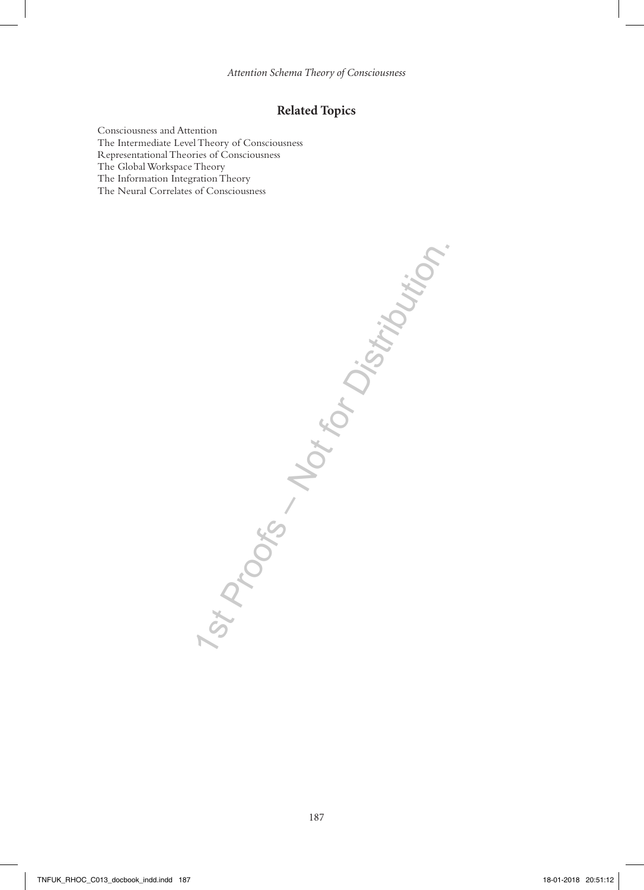## Related Topics

Consciousness and Attention  
The Intermediate Level Theory of Consciousness  
Representational Theories of Consciousness  
The Global Workspace Theory  
The Information Integration Theory  
The Neural Correlates of Consciousness